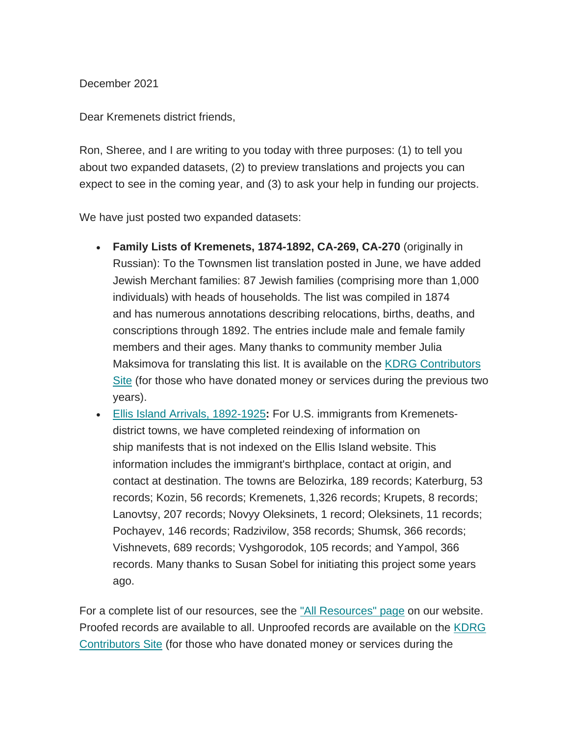December 2021

Dear Kremenets district friends,

Ron, Sheree, and I are writing to you today with three purposes: (1) to tell you about two expanded datasets, (2) to preview translations and projects you can expect to see in the coming year, and (3) to ask your help in funding our projects.

We have just posted two expanded datasets:

- **Family Lists of Kremenets, 1874-1892, CA-269, CA-270** (originally in Russian): To the Townsmen list translation posted in June, we have added Jewish Merchant families: 87 Jewish families (comprising more than 1,000 individuals) with heads of households. The list was compiled in 1874 and has numerous annotations describing relocations, births, deaths, and conscriptions through 1892. The entries include male and female family members and their ages. Many thanks to community member Julia Maksimova for translating this list. It is available on the KDRG Contributors Site (for those who have donated money or services during the previous two years).
- Ellis Island Arrivals, 1892-1925**:** For U.S. immigrants from Kremenets-district towns, we have completed reindexing of information on ship manifests that is not indexed on the Ellis Island website. This information includes the immigrant's birthplace, contact at origin, and contact at destination. The towns are Belozirka, 189 records; Katerburg, 53 records; Kozin, 56 records; Kremenets, 1,326 records; Krupets, 8 records; Lanovtsy, 207 records; Novyy Oleksinets, 1 record; Oleksinets, 11 records; Pochayev, 146 records; Radzivilow, 358 records; Shumsk, 366 records; Vishnevets, 689 records; Vyshgorodok, 105 records; and Yampol, 366 records. Many thanks to Susan Sobel for initiating this project some years ago.

For a complete list of our resources, see the "All Resources" page on our website. Proofed records are available to all. Unproofed records are available on the KDRG Contributors Site (for those who have donated money or services during the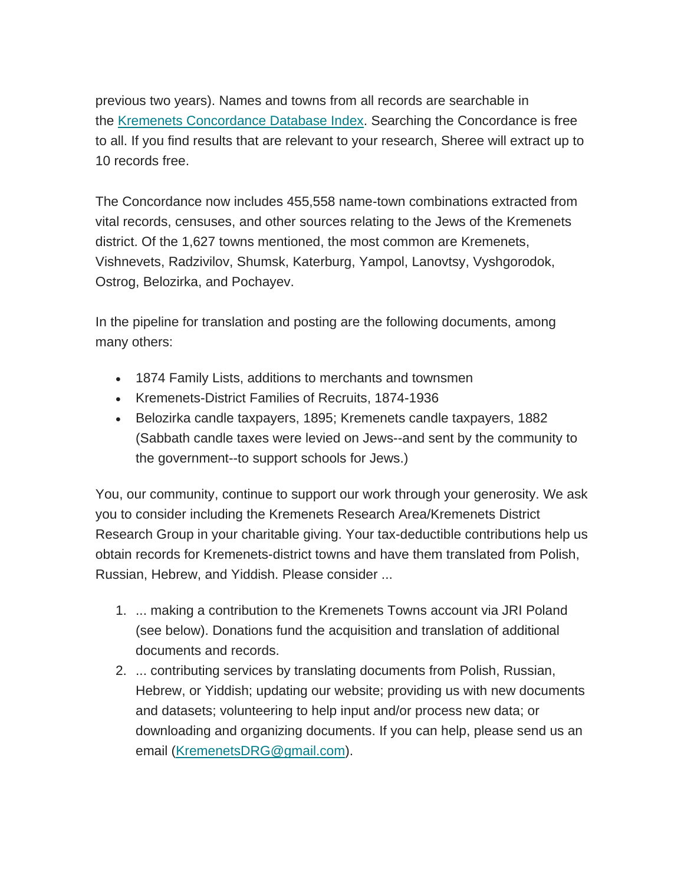previous two years). Names and towns from all records are searchable in the [Kremenets Concordance Database Index](). Searching the Concordance is free to all. If you find results that are relevant to your research, Sheree will extract up to 10 records free.

The Concordance now includes 455,558 name-town combinations extracted from vital records, censuses, and other sources relating to the Jews of the Kremenets district. Of the 1,627 towns mentioned, the most common are Kremenets, Vishnevets, Radzivilov, Shumsk, Katerburg, Yampol, Lanovtsy, Vyshgorodok, Ostrog, Belozirka, and Pochayev.

In the pipeline for translation and posting are the following documents, among many others:

- 1874 Family Lists, additions to merchants and townsmen
- Kremenets-District Families of Recruits, 1874-1936
- Belozirka candle taxpayers, 1895; Kremenets candle taxpayers, 1882 (Sabbath candle taxes were levied on Jews--and sent by the community to the government--to support schools for Jews.)

You, our community, continue to support our work through your generosity. We ask you to consider including the Kremenets Research Area/Kremenets District Research Group in your charitable giving. Your tax-deductible contributions help us obtain records for Kremenets-district towns and have them translated from Polish, Russian, Hebrew, and Yiddish. Please consider ...

1. ... making a contribution to the Kremenets Towns account via JRI Poland (see below). Donations fund the acquisition and translation of additional documents and records.
2. ... contributing services by translating documents from Polish, Russian, Hebrew, or Yiddish; updating our website; providing us with new documents and datasets; volunteering to help input and/or process new data; or downloading and organizing documents. If you can help, please send us an email ([KremenetsDRG@gmail.com](mailto:KremenetsDRG@gmail.com)).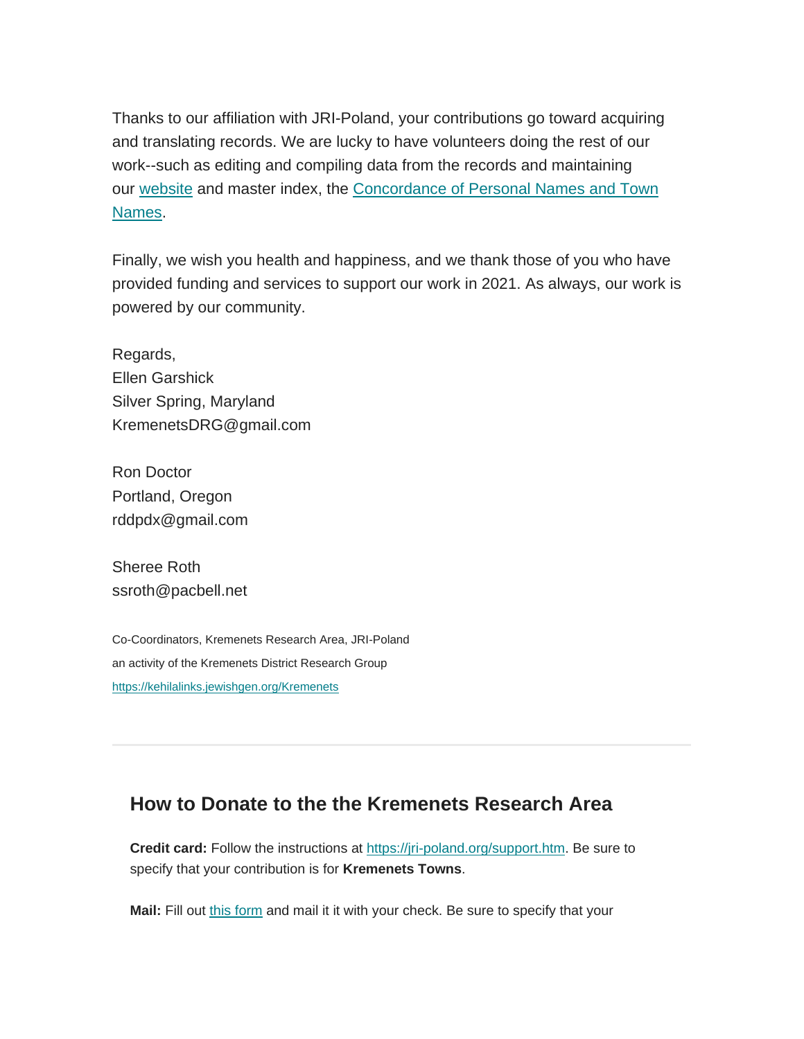Thanks to our affiliation with JRI-Poland, your contributions go toward acquiring and translating records. We are lucky to have volunteers doing the rest of our work--such as editing and compiling data from the records and maintaining our [website]() and master index, the [Concordance of Personal Names and Town Names]().

Finally, we wish you health and happiness, and we thank those of you who have provided funding and services to support our work in 2021. As always, our work is powered by our community.

Regards,
Ellen Garshick
Silver Spring, Maryland
KremenetsDRG@gmail.com

Ron Doctor
Portland, Oregon
rddpdx@gmail.com

Sheree Roth
ssroth@pacbell.net

Co-Coordinators, Kremenets Research Area, JRI-Poland
an activity of the Kremenets District Research Group
https://kehilalinks.jewishgen.org/Kremenets

---

## How to Donate to the the Kremenets Research Area

**Credit card:** Follow the instructions at https://jri-poland.org/support.htm. Be sure to specify that your contribution is for **Kremenets Towns**.

**Mail:** Fill out [this form]() and mail it it with your check. Be sure to specify that your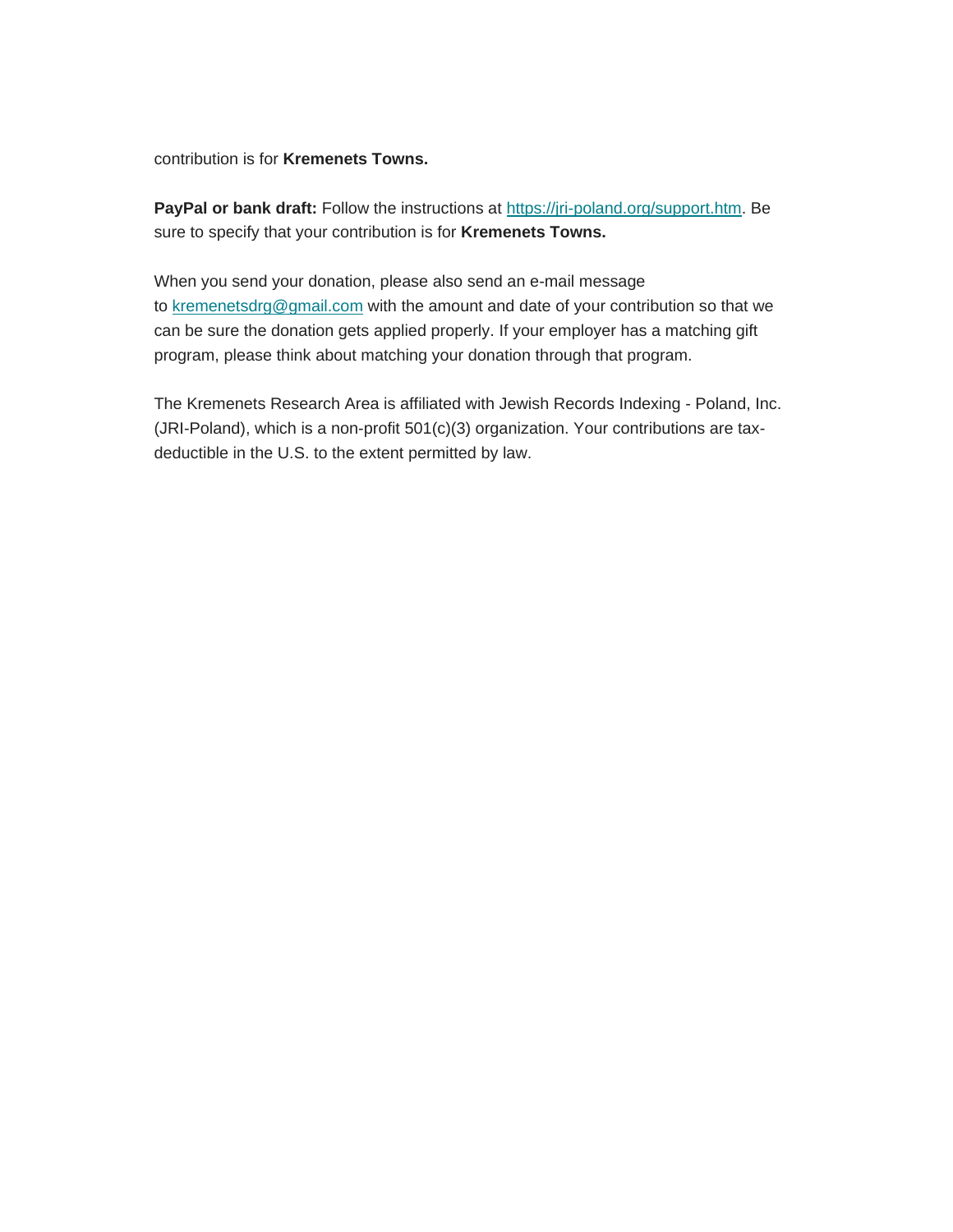contribution is for **Kremenets Towns.**

**PayPal or bank draft:** Follow the instructions at [https://jri-poland.org/support.htm](https://jri-poland.org/support.htm). Be sure to specify that your contribution is for **Kremenets Towns.**

When you send your donation, please also send an e-mail message to [kremenetsdrg@gmail.com](mailto:kremenetsdrg@gmail.com) with the amount and date of your contribution so that we can be sure the donation gets applied properly. If your employer has a matching gift program, please think about matching your donation through that program.

The Kremenets Research Area is affiliated with Jewish Records Indexing - Poland, Inc. (JRI-Poland), which is a non-profit 501(c)(3) organization. Your contributions are tax-deductible in the U.S. to the extent permitted by law.